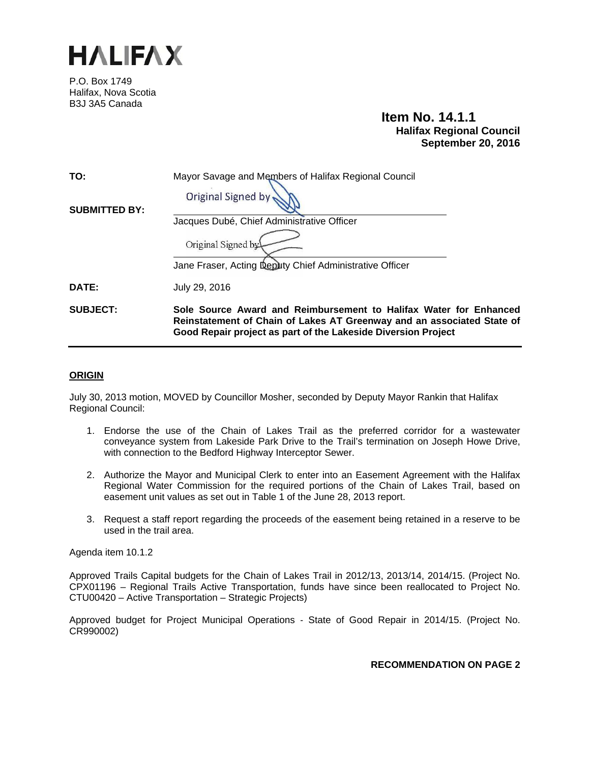# HALIFAX

P.O. Box 1749
Halifax, Nova Scotia
B3J 3A5 Canada

**Item No. 14.1.1**
**Halifax Regional Council**
**September 20, 2016**

| | |
|---|---|
| **TO:** | Mayor Savage and Members of Halifax Regional Council |
| **SUBMITTED BY:** | Original Signed by<br>Jacques Dubé, Chief Administrative Officer |
| | Original Signed by<br>Jane Fraser, Acting Deputy Chief Administrative Officer |
| **DATE:** | July 29, 2016 |
| **SUBJECT:** | **Sole Source Award and Reimbursement to Halifax Water for Enhanced Reinstatement of Chain of Lakes AT Greenway and an associated State of Good Repair project as part of the Lakeside Diversion Project** |

## ORIGIN

July 30, 2013 motion, MOVED by Councillor Mosher, seconded by Deputy Mayor Rankin that Halifax Regional Council:

1. Endorse the use of the Chain of Lakes Trail as the preferred corridor for a wastewater conveyance system from Lakeside Park Drive to the Trail's termination on Joseph Howe Drive, with connection to the Bedford Highway Interceptor Sewer.
2. Authorize the Mayor and Municipal Clerk to enter into an Easement Agreement with the Halifax Regional Water Commission for the required portions of the Chain of Lakes Trail, based on easement unit values as set out in Table 1 of the June 28, 2013 report.
3. Request a staff report regarding the proceeds of the easement being retained in a reserve to be used in the trail area.

Agenda item 10.1.2

Approved Trails Capital budgets for the Chain of Lakes Trail in 2012/13, 2013/14, 2014/15. (Project No. CPX01196 – Regional Trails Active Transportation, funds have since been reallocated to Project No. CTU00420 – Active Transportation – Strategic Projects)

Approved budget for Project Municipal Operations - State of Good Repair in 2014/15. (Project No. CR990002)

**RECOMMENDATION ON PAGE 2**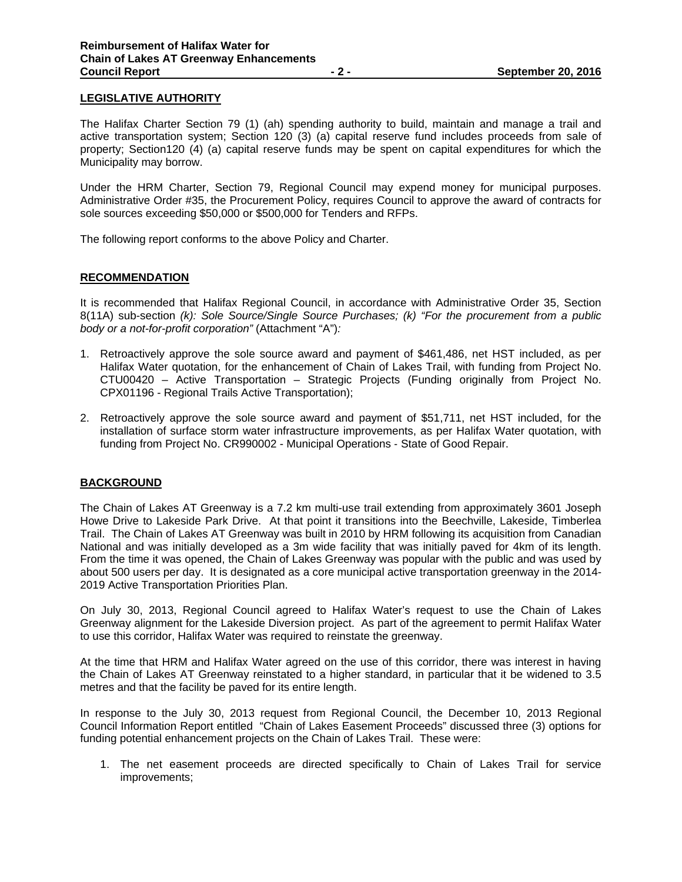## LEGISLATIVE AUTHORITY

The Halifax Charter Section 79 (1) (ah) spending authority to build, maintain and manage a trail and active transportation system; Section 120 (3) (a) capital reserve fund includes proceeds from sale of property; Section120 (4) (a) capital reserve funds may be spent on capital expenditures for which the Municipality may borrow.

Under the HRM Charter, Section 79, Regional Council may expend money for municipal purposes. Administrative Order #35, the Procurement Policy, requires Council to approve the award of contracts for sole sources exceeding $50,000 or $500,000 for Tenders and RFPs.

The following report conforms to the above Policy and Charter.

## RECOMMENDATION

It is recommended that Halifax Regional Council, in accordance with Administrative Order 35, Section 8(11A) sub-section *(k): Sole Source/Single Source Purchases; (k) "For the procurement from a public body or a not-for-profit corporation"* (Attachment "A")*:*

1. Retroactively approve the sole source award and payment of $461,486, net HST included, as per Halifax Water quotation, for the enhancement of Chain of Lakes Trail, with funding from Project No. CTU00420 – Active Transportation – Strategic Projects (Funding originally from Project No. CPX01196 - Regional Trails Active Transportation);

2. Retroactively approve the sole source award and payment of $51,711, net HST included, for the installation of surface storm water infrastructure improvements, as per Halifax Water quotation, with funding from Project No. CR990002 - Municipal Operations - State of Good Repair.

## BACKGROUND

The Chain of Lakes AT Greenway is a 7.2 km multi-use trail extending from approximately 3601 Joseph Howe Drive to Lakeside Park Drive. At that point it transitions into the Beechville, Lakeside, Timberlea Trail. The Chain of Lakes AT Greenway was built in 2010 by HRM following its acquisition from Canadian National and was initially developed as a 3m wide facility that was initially paved for 4km of its length. From the time it was opened, the Chain of Lakes Greenway was popular with the public and was used by about 500 users per day. It is designated as a core municipal active transportation greenway in the 2014-2019 Active Transportation Priorities Plan.

On July 30, 2013, Regional Council agreed to Halifax Water's request to use the Chain of Lakes Greenway alignment for the Lakeside Diversion project. As part of the agreement to permit Halifax Water to use this corridor, Halifax Water was required to reinstate the greenway.

At the time that HRM and Halifax Water agreed on the use of this corridor, there was interest in having the Chain of Lakes AT Greenway reinstated to a higher standard, in particular that it be widened to 3.5 metres and that the facility be paved for its entire length.

In response to the July 30, 2013 request from Regional Council, the December 10, 2013 Regional Council Information Report entitled "Chain of Lakes Easement Proceeds" discussed three (3) options for funding potential enhancement projects on the Chain of Lakes Trail. These were:

1. The net easement proceeds are directed specifically to Chain of Lakes Trail for service improvements;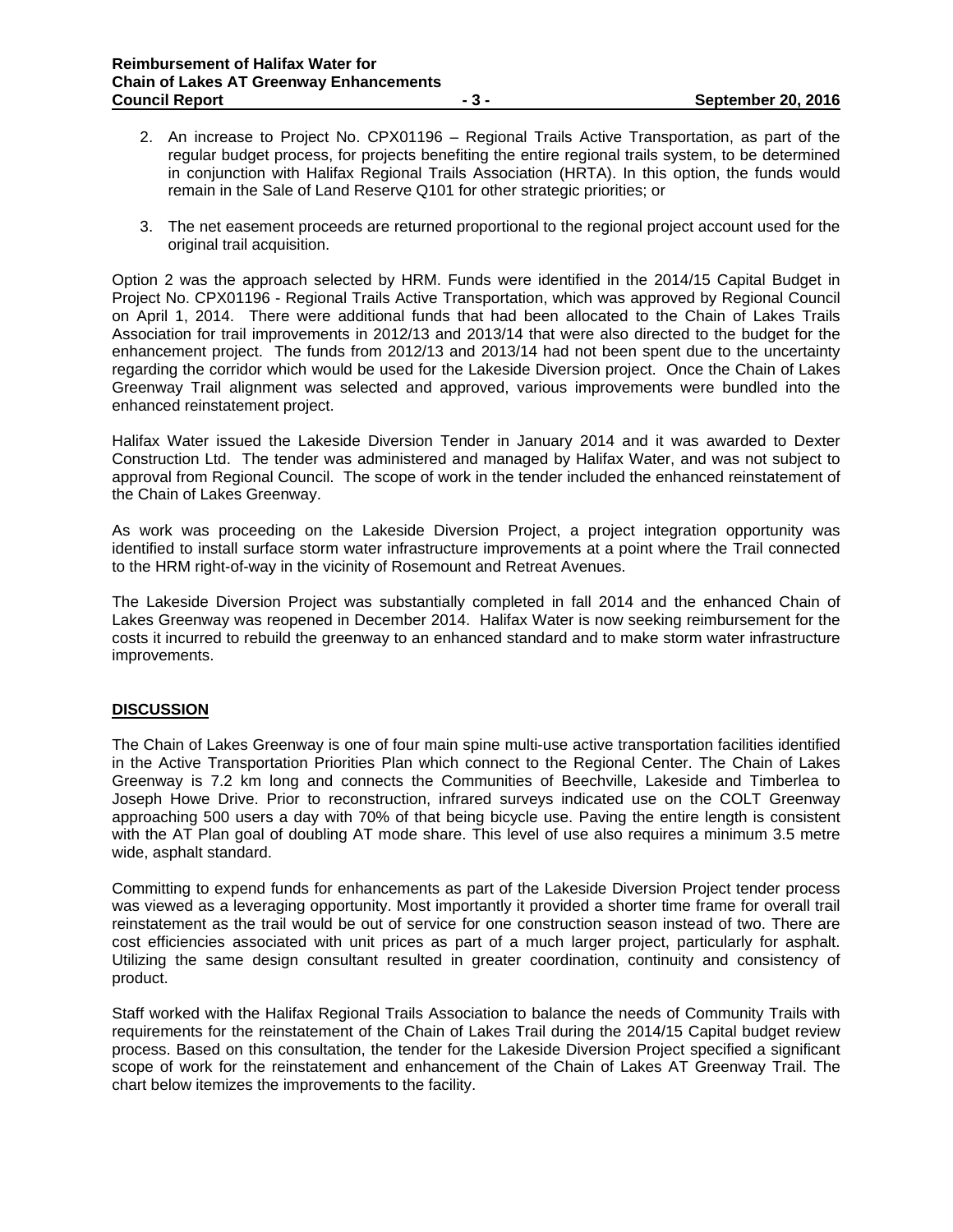2. An increase to Project No. CPX01196 – Regional Trails Active Transportation, as part of the regular budget process, for projects benefiting the entire regional trails system, to be determined in conjunction with Halifax Regional Trails Association (HRTA). In this option, the funds would remain in the Sale of Land Reserve Q101 for other strategic priorities; or

3. The net easement proceeds are returned proportional to the regional project account used for the original trail acquisition.

Option 2 was the approach selected by HRM. Funds were identified in the 2014/15 Capital Budget in Project No. CPX01196 - Regional Trails Active Transportation, which was approved by Regional Council on April 1, 2014. There were additional funds that had been allocated to the Chain of Lakes Trails Association for trail improvements in 2012/13 and 2013/14 that were also directed to the budget for the enhancement project. The funds from 2012/13 and 2013/14 had not been spent due to the uncertainty regarding the corridor which would be used for the Lakeside Diversion project. Once the Chain of Lakes Greenway Trail alignment was selected and approved, various improvements were bundled into the enhanced reinstatement project.

Halifax Water issued the Lakeside Diversion Tender in January 2014 and it was awarded to Dexter Construction Ltd. The tender was administered and managed by Halifax Water, and was not subject to approval from Regional Council. The scope of work in the tender included the enhanced reinstatement of the Chain of Lakes Greenway.

As work was proceeding on the Lakeside Diversion Project, a project integration opportunity was identified to install surface storm water infrastructure improvements at a point where the Trail connected to the HRM right-of-way in the vicinity of Rosemount and Retreat Avenues.

The Lakeside Diversion Project was substantially completed in fall 2014 and the enhanced Chain of Lakes Greenway was reopened in December 2014. Halifax Water is now seeking reimbursement for the costs it incurred to rebuild the greenway to an enhanced standard and to make storm water infrastructure improvements.

## DISCUSSION

The Chain of Lakes Greenway is one of four main spine multi-use active transportation facilities identified in the Active Transportation Priorities Plan which connect to the Regional Center. The Chain of Lakes Greenway is 7.2 km long and connects the Communities of Beechville, Lakeside and Timberlea to Joseph Howe Drive. Prior to reconstruction, infrared surveys indicated use on the COLT Greenway approaching 500 users a day with 70% of that being bicycle use. Paving the entire length is consistent with the AT Plan goal of doubling AT mode share. This level of use also requires a minimum 3.5 metre wide, asphalt standard.

Committing to expend funds for enhancements as part of the Lakeside Diversion Project tender process was viewed as a leveraging opportunity. Most importantly it provided a shorter time frame for overall trail reinstatement as the trail would be out of service for one construction season instead of two. There are cost efficiencies associated with unit prices as part of a much larger project, particularly for asphalt. Utilizing the same design consultant resulted in greater coordination, continuity and consistency of product.

Staff worked with the Halifax Regional Trails Association to balance the needs of Community Trails with requirements for the reinstatement of the Chain of Lakes Trail during the 2014/15 Capital budget review process. Based on this consultation, the tender for the Lakeside Diversion Project specified a significant scope of work for the reinstatement and enhancement of the Chain of Lakes AT Greenway Trail. The chart below itemizes the improvements to the facility.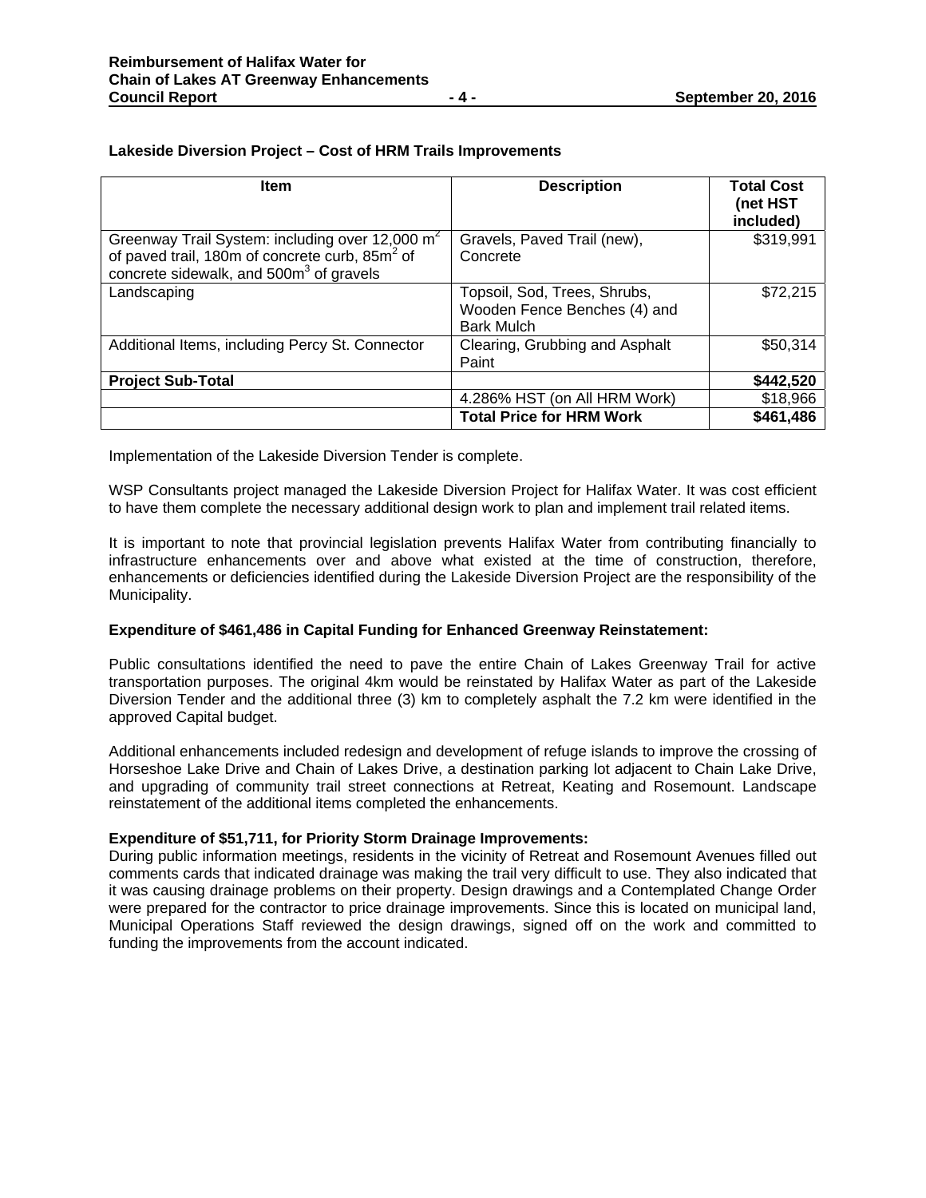**Lakeside Diversion Project – Cost of HRM Trails Improvements**

| Item | Description | Total Cost (net HST included) |
|---|---|---|
| Greenway Trail System: including over 12,000 $m^2$ of paved trail, 180m of concrete curb, 85$m^2$ of concrete sidewalk, and 500$m^3$ of gravels | Gravels, Paved Trail (new), Concrete | $319,991 |
| Landscaping | Topsoil, Sod, Trees, Shrubs, Wooden Fence Benches (4) and Bark Mulch | $72,215 |
| Additional Items, including Percy St. Connector | Clearing, Grubbing and Asphalt Paint | $50,314 |
| **Project Sub-Total** | | **$442,520** |
| | 4.286% HST (on All HRM Work) | $18,966 |
| | **Total Price for HRM Work** | **$461,486** |

Implementation of the Lakeside Diversion Tender is complete.

WSP Consultants project managed the Lakeside Diversion Project for Halifax Water. It was cost efficient to have them complete the necessary additional design work to plan and implement trail related items.

It is important to note that provincial legislation prevents Halifax Water from contributing financially to infrastructure enhancements over and above what existed at the time of construction, therefore, enhancements or deficiencies identified during the Lakeside Diversion Project are the responsibility of the Municipality.

**Expenditure of $461,486 in Capital Funding for Enhanced Greenway Reinstatement:**

Public consultations identified the need to pave the entire Chain of Lakes Greenway Trail for active transportation purposes. The original 4km would be reinstated by Halifax Water as part of the Lakeside Diversion Tender and the additional three (3) km to completely asphalt the 7.2 km were identified in the approved Capital budget.

Additional enhancements included redesign and development of refuge islands to improve the crossing of Horseshoe Lake Drive and Chain of Lakes Drive, a destination parking lot adjacent to Chain Lake Drive, and upgrading of community trail street connections at Retreat, Keating and Rosemount. Landscape reinstatement of the additional items completed the enhancements.

**Expenditure of $51,711, for Priority Storm Drainage Improvements:**

During public information meetings, residents in the vicinity of Retreat and Rosemount Avenues filled out comments cards that indicated drainage was making the trail very difficult to use. They also indicated that it was causing drainage problems on their property. Design drawings and a Contemplated Change Order were prepared for the contractor to price drainage improvements. Since this is located on municipal land, Municipal Operations Staff reviewed the design drawings, signed off on the work and committed to funding the improvements from the account indicated.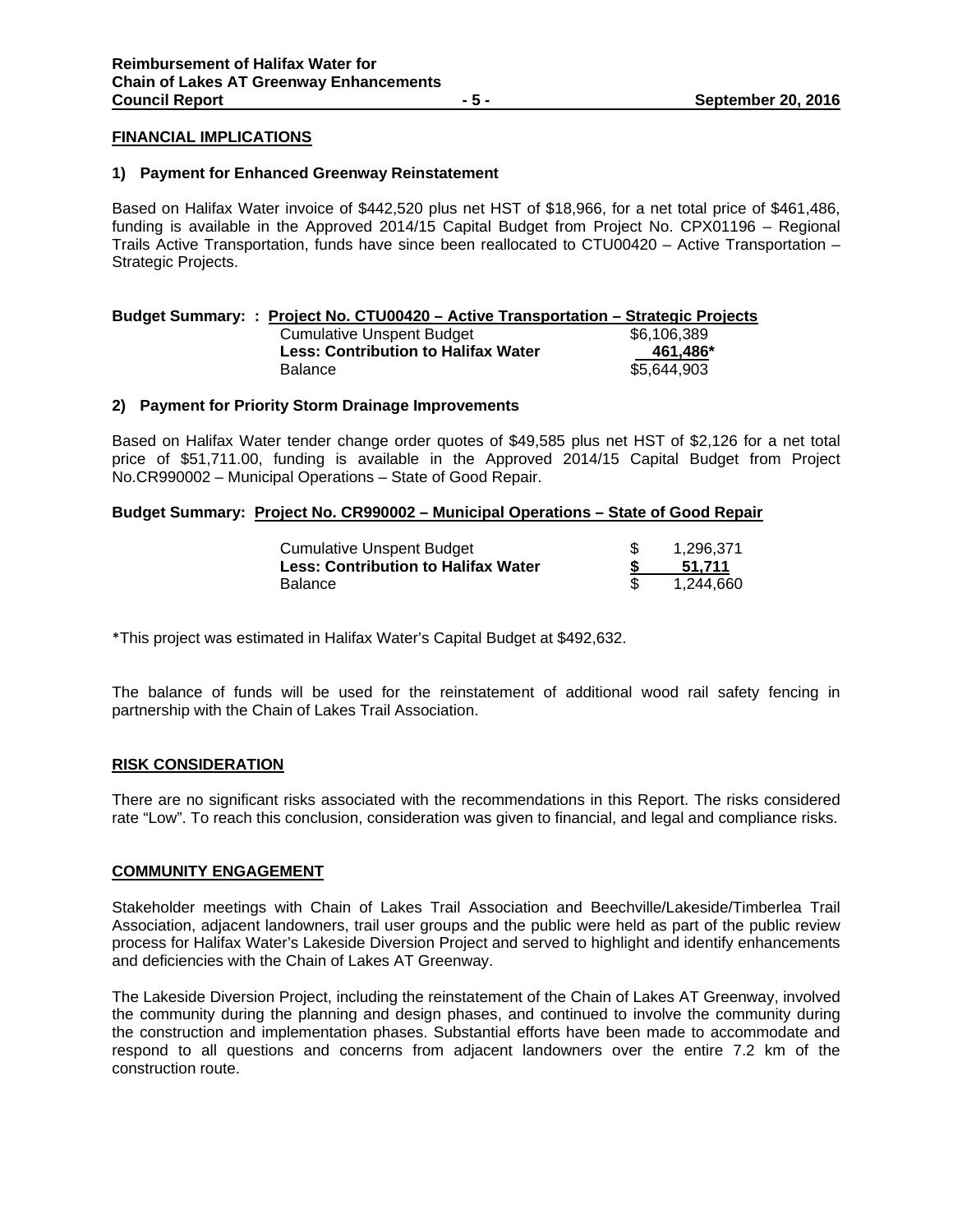## FINANCIAL IMPLICATIONS

### 1) Payment for Enhanced Greenway Reinstatement

Based on Halifax Water invoice of $442,520 plus net HST of $18,966, for a net total price of $461,486, funding is available in the Approved 2014/15 Capital Budget from Project No. CPX01196 – Regional Trails Active Transportation, funds have since been reallocated to CTU00420 – Active Transportation – Strategic Projects.

**Budget Summary: : Project No. CTU00420 – Active Transportation – Strategic Projects**

| | |
|---|---|
| Cumulative Unspent Budget | $6,106,389 |
| **Less: Contribution to Halifax Water** | **461,486*** |
| Balance | $5,644,903 |

### 2) Payment for Priority Storm Drainage Improvements

Based on Halifax Water tender change order quotes of $49,585 plus net HST of $2,126 for a net total price of $51,711.00, funding is available in the Approved 2014/15 Capital Budget from Project No.CR990002 – Municipal Operations – State of Good Repair.

**Budget Summary: Project No. CR990002 – Municipal Operations – State of Good Repair**

| | | |
|---|---|---|
| Cumulative Unspent Budget | $ | 1,296,371 |
| **Less: Contribution to Halifax Water** | **$** | **51,711** |
| Balance | $ | 1,244,660 |

*This project was estimated in Halifax Water's Capital Budget at $492,632.

The balance of funds will be used for the reinstatement of additional wood rail safety fencing in partnership with the Chain of Lakes Trail Association.

## RISK CONSIDERATION

There are no significant risks associated with the recommendations in this Report. The risks considered rate "Low". To reach this conclusion, consideration was given to financial, and legal and compliance risks.

## COMMUNITY ENGAGEMENT

Stakeholder meetings with Chain of Lakes Trail Association and Beechville/Lakeside/Timberlea Trail Association, adjacent landowners, trail user groups and the public were held as part of the public review process for Halifax Water's Lakeside Diversion Project and served to highlight and identify enhancements and deficiencies with the Chain of Lakes AT Greenway.

The Lakeside Diversion Project, including the reinstatement of the Chain of Lakes AT Greenway, involved the community during the planning and design phases, and continued to involve the community during the construction and implementation phases. Substantial efforts have been made to accommodate and respond to all questions and concerns from adjacent landowners over the entire 7.2 km of the construction route.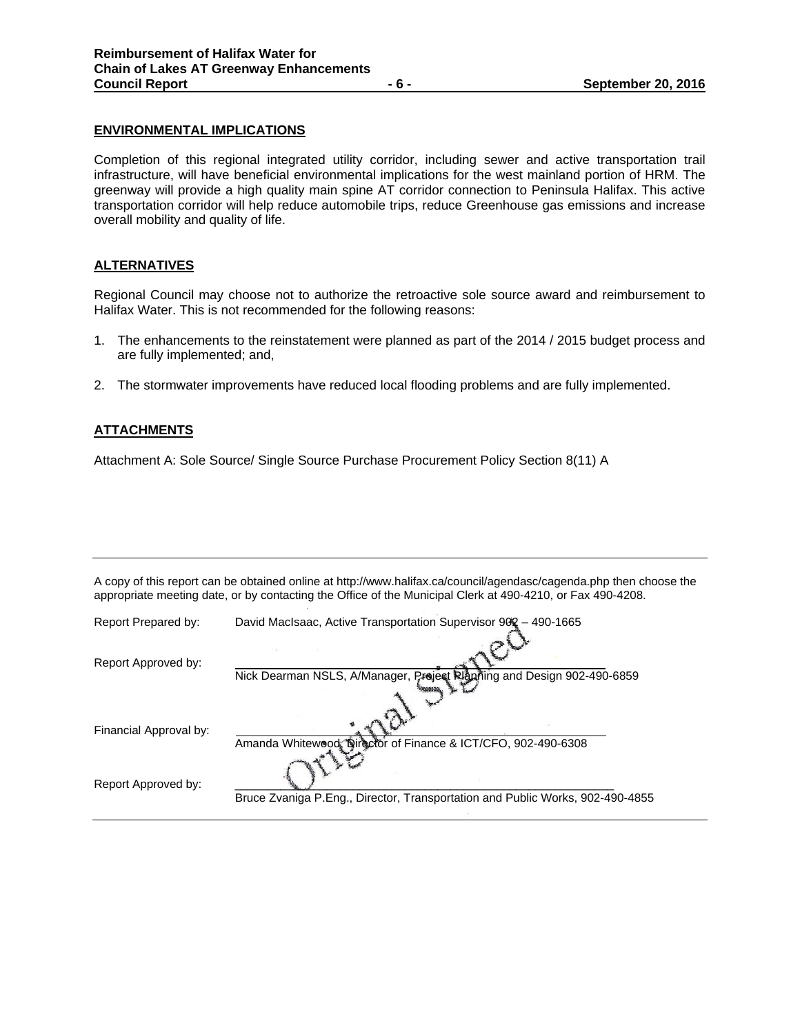## ENVIRONMENTAL IMPLICATIONS

Completion of this regional integrated utility corridor, including sewer and active transportation trail infrastructure, will have beneficial environmental implications for the west mainland portion of HRM. The greenway will provide a high quality main spine AT corridor connection to Peninsula Halifax. This active transportation corridor will help reduce automobile trips, reduce Greenhouse gas emissions and increase overall mobility and quality of life.

## ALTERNATIVES

Regional Council may choose not to authorize the retroactive sole source award and reimbursement to Halifax Water. This is not recommended for the following reasons:

1. The enhancements to the reinstatement were planned as part of the 2014 / 2015 budget process and are fully implemented; and,
2. The stormwater improvements have reduced local flooding problems and are fully implemented.

## ATTACHMENTS

Attachment A: Sole Source/ Single Source Purchase Procurement Policy Section 8(11) A

---

A copy of this report can be obtained online at http://www.halifax.ca/council/agendasc/cagenda.php then choose the appropriate meeting date, or by contacting the Office of the Municipal Clerk at 490-4210, or Fax 490-4208.

Report Prepared by: David MacIsaac, Active Transportation Supervisor 902 – 490-1665

Report Approved by: Nick Dearman NSLS, A/Manager, Project Planning and Design 902-490-6859

Financial Approval by: Amanda Whitewood, Director of Finance & ICT/CFO, 902-490-6308

Report Approved by: Bruce Zvaniga P.Eng., Director, Transportation and Public Works, 902-490-4855

Original Signed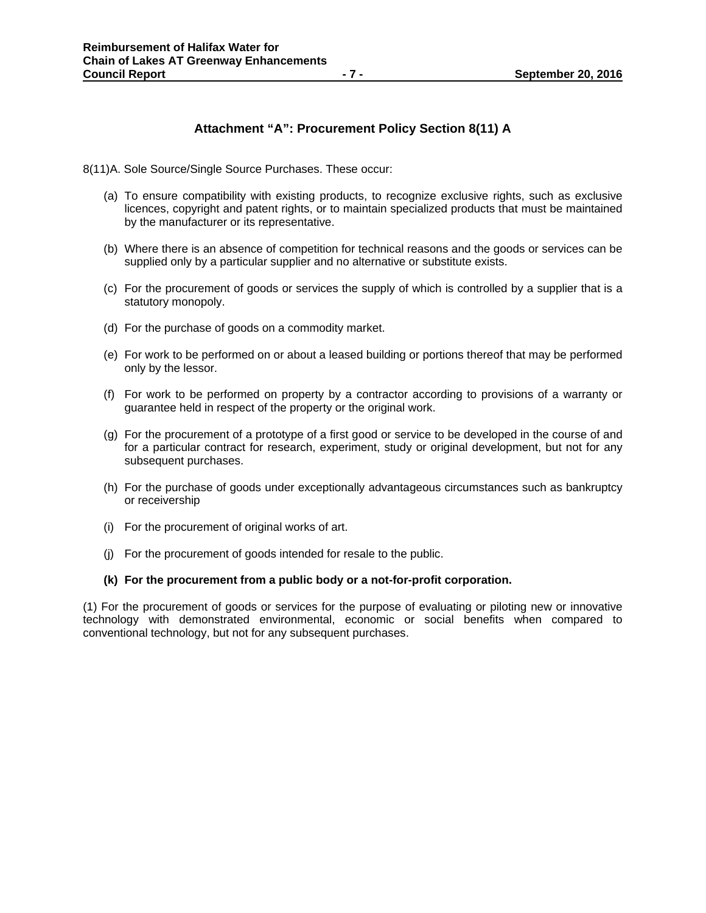## Attachment "A": Procurement Policy Section 8(11) A

8(11)A. Sole Source/Single Source Purchases. These occur:

(a) To ensure compatibility with existing products, to recognize exclusive rights, such as exclusive licences, copyright and patent rights, or to maintain specialized products that must be maintained by the manufacturer or its representative.

(b) Where there is an absence of competition for technical reasons and the goods or services can be supplied only by a particular supplier and no alternative or substitute exists.

(c) For the procurement of goods or services the supply of which is controlled by a supplier that is a statutory monopoly.

(d) For the purchase of goods on a commodity market.

(e) For work to be performed on or about a leased building or portions thereof that may be performed only by the lessor.

(f) For work to be performed on property by a contractor according to provisions of a warranty or guarantee held in respect of the property or the original work.

(g) For the procurement of a prototype of a first good or service to be developed in the course of and for a particular contract for research, experiment, study or original development, but not for any subsequent purchases.

(h) For the purchase of goods under exceptionally advantageous circumstances such as bankruptcy or receivership

(i) For the procurement of original works of art.

(j) For the procurement of goods intended for resale to the public.

**(k) For the procurement from a public body or a not-for-profit corporation.**

(1) For the procurement of goods or services for the purpose of evaluating or piloting new or innovative technology with demonstrated environmental, economic or social benefits when compared to conventional technology, but not for any subsequent purchases.